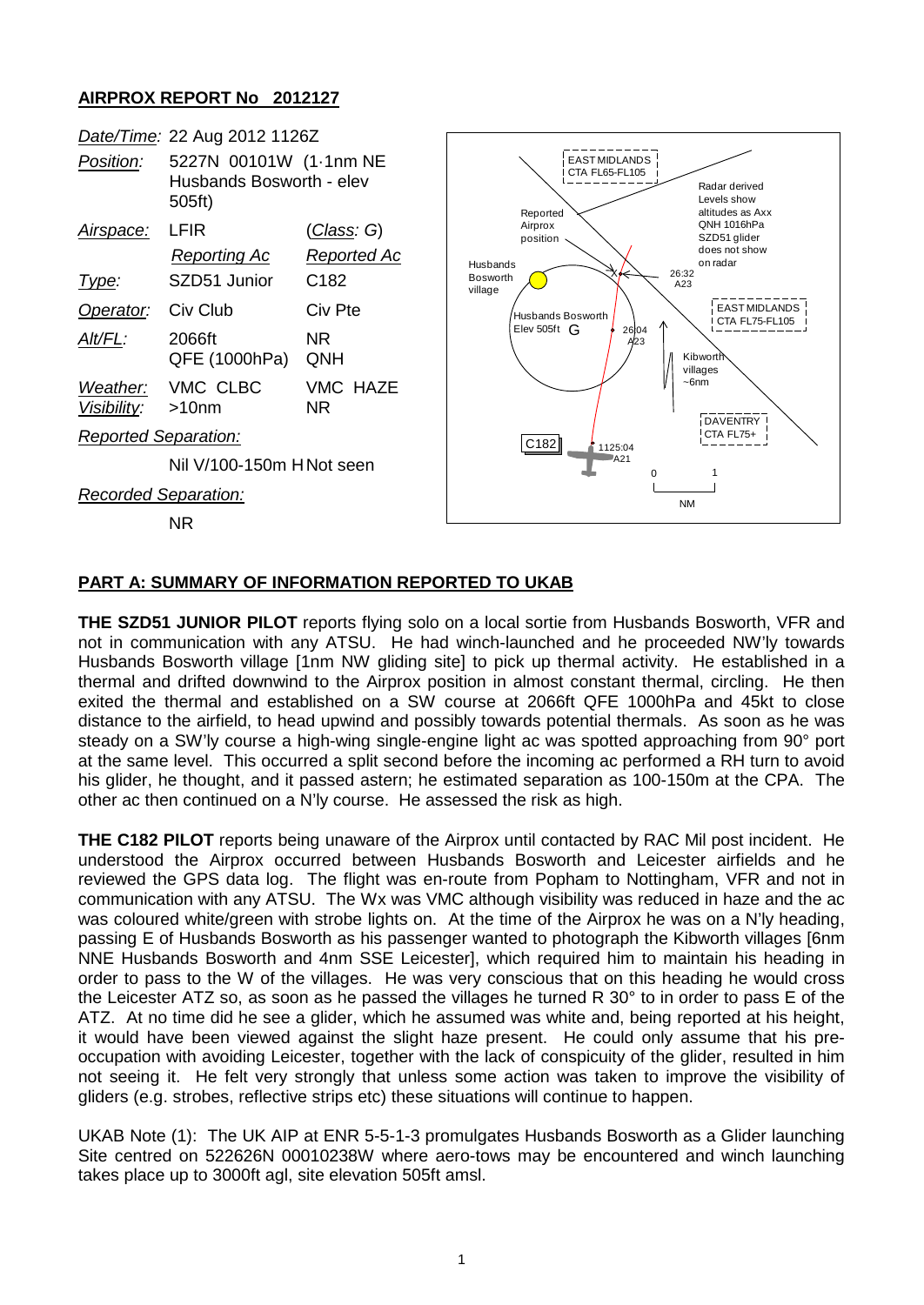**AIRPROX REPORT No 2012127**

| | | |
|---|---|---|
| *Date/Time:* | 22 Aug 2012 1126Z | |
| *Position:* | 5227N 00101W (1·1nm NE Husbands Bosworth - elev 505ft) | |
| *Airspace:* | LFIR | (*Class*: G) |
| | *Reporting Ac* | *Reported Ac* |
| *Type:* | SZD51 Junior | C182 |
| *Operator:* | Civ Club | Civ Pte |
| *Alt/FL:* | 2066ft QFE (1000hPa) | NR QNH |
| *Weather:* | VMC CLBC | VMC HAZE |
| *Visibility:* | >10nm | NR |
| *Reported Separation:* | | |
| | Nil V/100-150m H | Not seen |
| *Recorded Separation:* | | |
| | NR | |

**PART A: SUMMARY OF INFORMATION REPORTED TO UKAB**

**THE SZD51 JUNIOR PILOT** reports flying solo on a local sortie from Husbands Bosworth, VFR and not in communication with any ATSU. He had winch-launched and he proceeded NW'ly towards Husbands Bosworth village [1nm NW gliding site] to pick up thermal activity. He established in a thermal and drifted downwind to the Airprox position in almost constant thermal, circling. He then exited the thermal and established on a SW course at 2066ft QFE 1000hPa and 45kt to close distance to the airfield, to head upwind and possibly towards potential thermals. As soon as he was steady on a SW'ly course a high-wing single-engine light ac was spotted approaching from 90° port at the same level. This occurred a split second before the incoming ac performed a RH turn to avoid his glider, he thought, and it passed astern; he estimated separation as 100-150m at the CPA. The other ac then continued on a N'ly course. He assessed the risk as high.

**THE C182 PILOT** reports being unaware of the Airprox until contacted by RAC Mil post incident. He understood the Airprox occurred between Husbands Bosworth and Leicester airfields and he reviewed the GPS data log. The flight was en-route from Popham to Nottingham, VFR and not in communication with any ATSU. The Wx was VMC although visibility was reduced in haze and the ac was coloured white/green with strobe lights on. At the time of the Airprox he was on a N'ly heading, passing E of Husbands Bosworth as his passenger wanted to photograph the Kibworth villages [6nm NNE Husbands Bosworth and 4nm SSE Leicester], which required him to maintain his heading in order to pass to the W of the villages. He was very conscious that on this heading he would cross the Leicester ATZ so, as soon as he passed the villages he turned R 30° in order to pass E of the ATZ. At no time did he see a glider, which he assumed was white and, being reported at his height, it would have been viewed against the slight haze present. He could only assume that his pre-occupation with avoiding Leicester, together with the lack of conspicuity of the glider, resulted in him not seeing it. He felt very strongly that unless some action was taken to improve the visibility of gliders (e.g. strobes, reflective strips etc) these situations will continue to happen.

UKAB Note (1): The UK AIP at ENR 5-5-1-3 promulgates Husbands Bosworth as a Glider launching Site centred on 522626N 00010238W where aero-tows may be encountered and winch launching takes place up to 3000ft agl, site elevation 505ft amsl.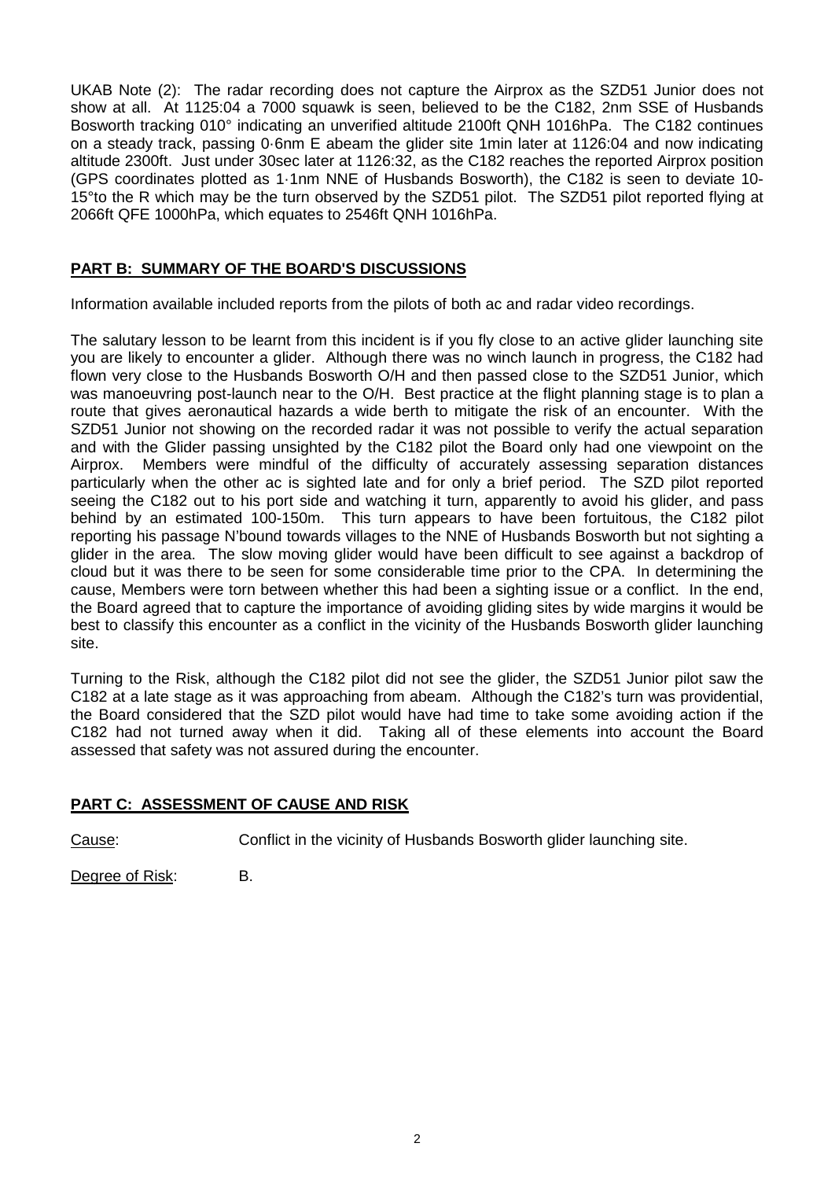UKAB Note (2): The radar recording does not capture the Airprox as the SZD51 Junior does not show at all. At 1125:04 a 7000 squawk is seen, believed to be the C182, 2nm SSE of Husbands Bosworth tracking 010° indicating an unverified altitude 2100ft QNH 1016hPa. The C182 continues on a steady track, passing 0·6nm E abeam the glider site 1min later at 1126:04 and now indicating altitude 2300ft. Just under 30sec later at 1126:32, as the C182 reaches the reported Airprox position (GPS coordinates plotted as 1·1nm NNE of Husbands Bosworth), the C182 is seen to deviate 10-15°to the R which may be the turn observed by the SZD51 pilot. The SZD51 pilot reported flying at 2066ft QFE 1000hPa, which equates to 2546ft QNH 1016hPa.

## PART B: SUMMARY OF THE BOARD'S DISCUSSIONS

Information available included reports from the pilots of both ac and radar video recordings.

The salutary lesson to be learnt from this incident is if you fly close to an active glider launching site you are likely to encounter a glider. Although there was no winch launch in progress, the C182 had flown very close to the Husbands Bosworth O/H and then passed close to the SZD51 Junior, which was manoeuvring post-launch near to the O/H. Best practice at the flight planning stage is to plan a route that gives aeronautical hazards a wide berth to mitigate the risk of an encounter. With the SZD51 Junior not showing on the recorded radar it was not possible to verify the actual separation and with the Glider passing unsighted by the C182 pilot the Board only had one viewpoint on the Airprox. Members were mindful of the difficulty of accurately assessing separation distances particularly when the other ac is sighted late and for only a brief period. The SZD pilot reported seeing the C182 out to his port side and watching it turn, apparently to avoid his glider, and pass behind by an estimated 100-150m. This turn appears to have been fortuitous, the C182 pilot reporting his passage N'bound towards villages to the NNE of Husbands Bosworth but not sighting a glider in the area. The slow moving glider would have been difficult to see against a backdrop of cloud but it was there to be seen for some considerable time prior to the CPA. In determining the cause, Members were torn between whether this had been a sighting issue or a conflict. In the end, the Board agreed that to capture the importance of avoiding gliding sites by wide margins it would be best to classify this encounter as a conflict in the vicinity of the Husbands Bosworth glider launching site.

Turning to the Risk, although the C182 pilot did not see the glider, the SZD51 Junior pilot saw the C182 at a late stage as it was approaching from abeam. Although the C182's turn was providential, the Board considered that the SZD pilot would have had time to take some avoiding action if the C182 had not turned away when it did. Taking all of these elements into account the Board assessed that safety was not assured during the encounter.

## PART C: ASSESSMENT OF CAUSE AND RISK

Cause: Conflict in the vicinity of Husbands Bosworth glider launching site.

Degree of Risk: B.